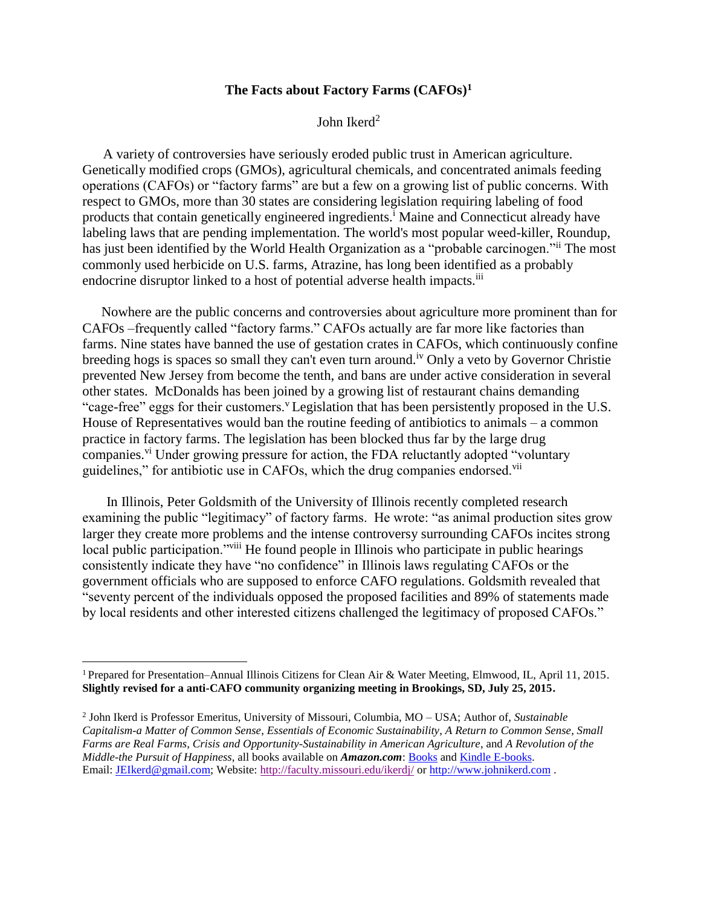# The Facts about Factory Farms (CAFOs)[1]

John Ikerd[2]

A variety of controversies have seriously eroded public trust in American agriculture. Genetically modified crops (GMOs), agricultural chemicals, and concentrated animals feeding operations (CAFOs) or "factory farms" are but a few on a growing list of public concerns. With respect to GMOs, more than 30 states are considering legislation requiring labeling of food products that contain genetically engineered ingredients.[i] Maine and Connecticut already have labeling laws that are pending implementation. The world's most popular weed-killer, Roundup, has just been identified by the World Health Organization as a "probable carcinogen."[ii] The most commonly used herbicide on U.S. farms, Atrazine, has long been identified as a probably endocrine disruptor linked to a host of potential adverse health impacts.[iii]

Nowhere are the public concerns and controversies about agriculture more prominent than for CAFOs –frequently called "factory farms." CAFOs actually are far more like factories than farms. Nine states have banned the use of gestation crates in CAFOs, which continuously confine breeding hogs is spaces so small they can't even turn around.[iv] Only a veto by Governor Christie prevented New Jersey from become the tenth, and bans are under active consideration in several other states. McDonalds has been joined by a growing list of restaurant chains demanding "cage-free" eggs for their customers.[v] Legislation that has been persistently proposed in the U.S. House of Representatives would ban the routine feeding of antibiotics to animals – a common practice in factory farms. The legislation has been blocked thus far by the large drug companies.[vi] Under growing pressure for action, the FDA reluctantly adopted "voluntary guidelines," for antibiotic use in CAFOs, which the drug companies endorsed.[vii]

In Illinois, Peter Goldsmith of the University of Illinois recently completed research examining the public "legitimacy" of factory farms. He wrote: "as animal production sites grow larger they create more problems and the intense controversy surrounding CAFOs incites strong local public participation."[viii] He found people in Illinois who participate in public hearings consistently indicate they have "no confidence" in Illinois laws regulating CAFOs or the government officials who are supposed to enforce CAFO regulations. Goldsmith revealed that "seventy percent of the individuals opposed the proposed facilities and 89% of statements made by local residents and other interested citizens challenged the legitimacy of proposed CAFOs."

---

[1] Prepared for Presentation–Annual Illinois Citizens for Clean Air & Water Meeting, Elmwood, IL, April 11, 2015. **Slightly revised for a anti-CAFO community organizing meeting in Brookings, SD, July 25, 2015.**

[2] John Ikerd is Professor Emeritus, University of Missouri, Columbia, MO – USA; Author of, *Sustainable Capitalism-a Matter of Common Sense*, *Essentials of Economic Sustainability*, *A Return to Common Sense*, *Small Farms are Real Farms*, *Crisis and Opportunity-Sustainability in American Agriculture*, and *A Revolution of the Middle-the Pursuit of Happiness*, all books available on ***Amazon.com***: Books and Kindle E-books. Email: JEIkerd@gmail.com; Website: http://faculty.missouri.edu/ikerdj/ or http://www.johnikerd.com .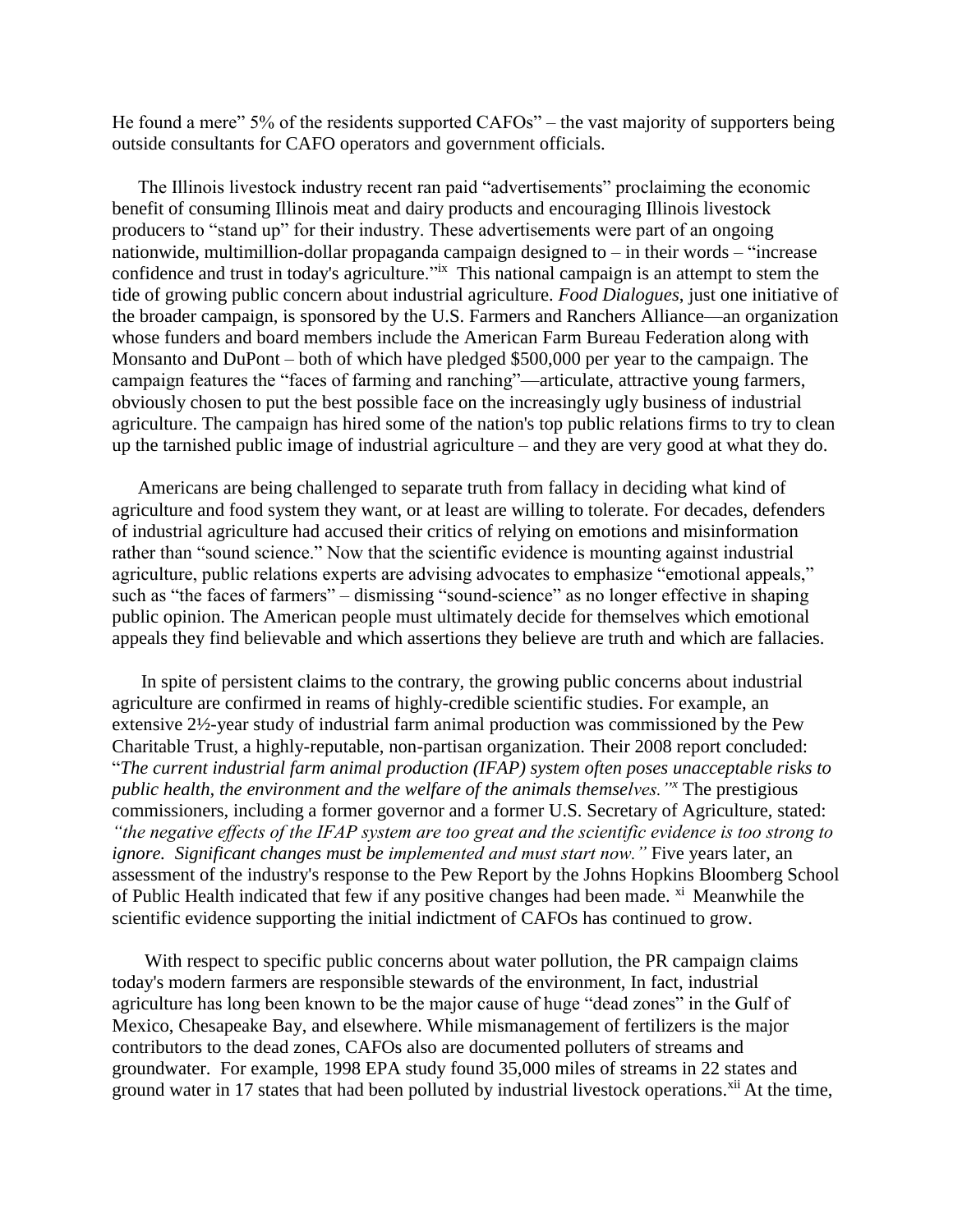He found a mere" 5% of the residents supported CAFOs" – the vast majority of supporters being outside consultants for CAFO operators and government officials.

The Illinois livestock industry recent ran paid "advertisements" proclaiming the economic benefit of consuming Illinois meat and dairy products and encouraging Illinois livestock producers to "stand up" for their industry. These advertisements were part of an ongoing nationwide, multimillion-dollar propaganda campaign designed to – in their words – "increase confidence and trust in today's agriculture."[ix] This national campaign is an attempt to stem the tide of growing public concern about industrial agriculture. *Food Dialogues*, just one initiative of the broader campaign, is sponsored by the U.S. Farmers and Ranchers Alliance—an organization whose funders and board members include the American Farm Bureau Federation along with Monsanto and DuPont – both of which have pledged $500,000 per year to the campaign. The campaign features the "faces of farming and ranching"—articulate, attractive young farmers, obviously chosen to put the best possible face on the increasingly ugly business of industrial agriculture. The campaign has hired some of the nation's top public relations firms to try to clean up the tarnished public image of industrial agriculture – and they are very good at what they do.

Americans are being challenged to separate truth from fallacy in deciding what kind of agriculture and food system they want, or at least are willing to tolerate. For decades, defenders of industrial agriculture had accused their critics of relying on emotions and misinformation rather than "sound science." Now that the scientific evidence is mounting against industrial agriculture, public relations experts are advising advocates to emphasize "emotional appeals," such as "the faces of farmers" – dismissing "sound-science" as no longer effective in shaping public opinion. The American people must ultimately decide for themselves which emotional appeals they find believable and which assertions they believe are truth and which are fallacies.

In spite of persistent claims to the contrary, the growing public concerns about industrial agriculture are confirmed in reams of highly-credible scientific studies. For example, an extensive 2½-year study of industrial farm animal production was commissioned by the Pew Charitable Trust, a highly-reputable, non-partisan organization. Their 2008 report concluded: "*The current industrial farm animal production (IFAP) system often poses unacceptable risks to public health, the environment and the welfare of the animals themselves.*"[x] The prestigious commissioners, including a former governor and a former U.S. Secretary of Agriculture, stated: *"the negative effects of the IFAP system are too great and the scientific evidence is too strong to ignore. Significant changes must be implemented and must start now."* Five years later, an assessment of the industry's response to the Pew Report by the Johns Hopkins Bloomberg School of Public Health indicated that few if any positive changes had been made.[xi] Meanwhile the scientific evidence supporting the initial indictment of CAFOs has continued to grow.

With respect to specific public concerns about water pollution, the PR campaign claims today's modern farmers are responsible stewards of the environment, In fact, industrial agriculture has long been known to be the major cause of huge "dead zones" in the Gulf of Mexico, Chesapeake Bay, and elsewhere. While mismanagement of fertilizers is the major contributors to the dead zones, CAFOs also are documented polluters of streams and groundwater. For example, 1998 EPA study found 35,000 miles of streams in 22 states and ground water in 17 states that had been polluted by industrial livestock operations.[xii] At the time,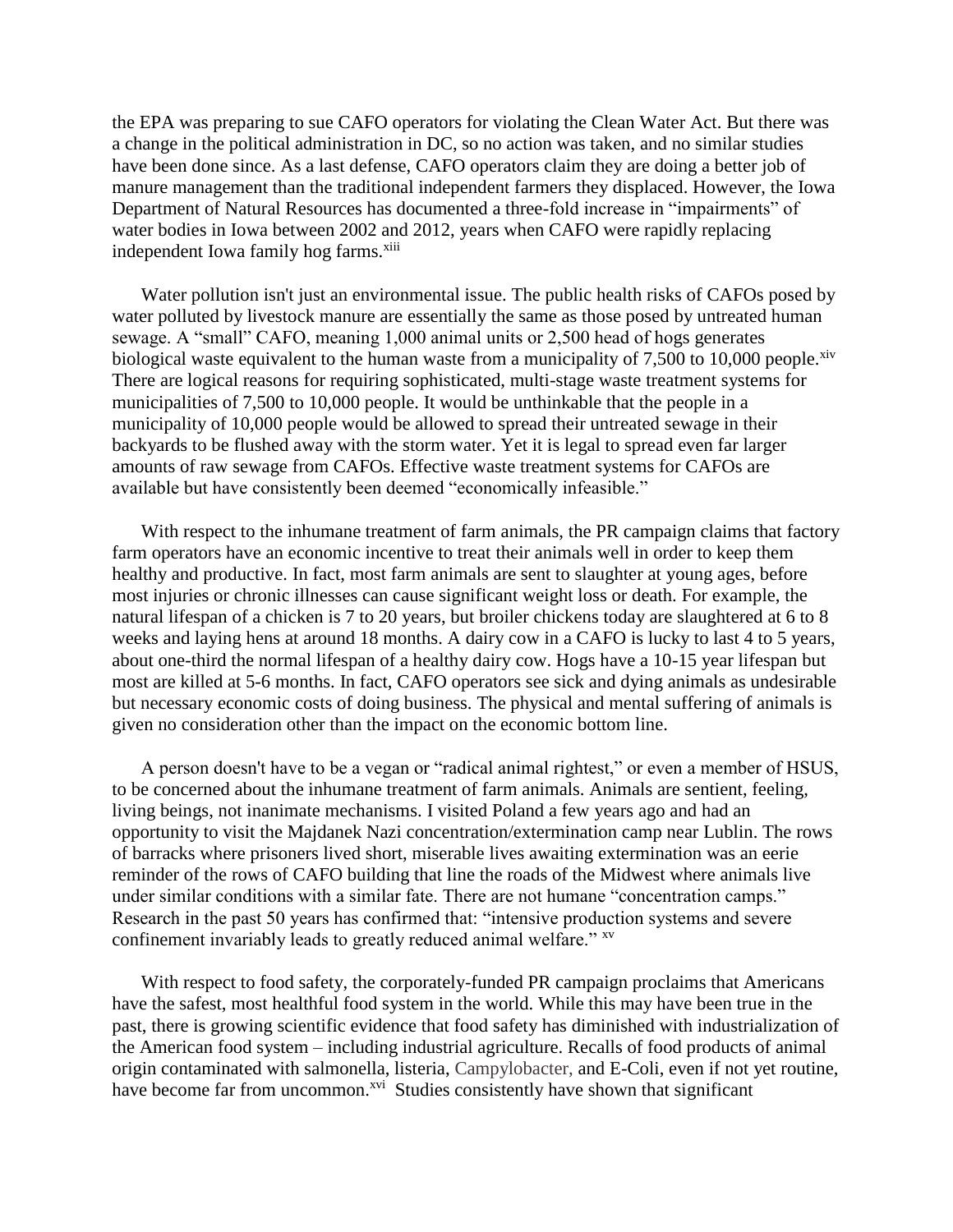the EPA was preparing to sue CAFO operators for violating the Clean Water Act. But there was a change in the political administration in DC, so no action was taken, and no similar studies have been done since. As a last defense, CAFO operators claim they are doing a better job of manure management than the traditional independent farmers they displaced. However, the Iowa Department of Natural Resources has documented a three-fold increase in "impairments" of water bodies in Iowa between 2002 and 2012, years when CAFO were rapidly replacing independent Iowa family hog farms.[xiii]

Water pollution isn't just an environmental issue. The public health risks of CAFOs posed by water polluted by livestock manure are essentially the same as those posed by untreated human sewage. A "small" CAFO, meaning 1,000 animal units or 2,500 head of hogs generates biological waste equivalent to the human waste from a municipality of 7,500 to 10,000 people.[xiv] There are logical reasons for requiring sophisticated, multi-stage waste treatment systems for municipalities of 7,500 to 10,000 people. It would be unthinkable that the people in a municipality of 10,000 people would be allowed to spread their untreated sewage in their backyards to be flushed away with the storm water. Yet it is legal to spread even far larger amounts of raw sewage from CAFOs. Effective waste treatment systems for CAFOs are available but have consistently been deemed "economically infeasible."

With respect to the inhumane treatment of farm animals, the PR campaign claims that factory farm operators have an economic incentive to treat their animals well in order to keep them healthy and productive. In fact, most farm animals are sent to slaughter at young ages, before most injuries or chronic illnesses can cause significant weight loss or death. For example, the natural lifespan of a chicken is 7 to 20 years, but broiler chickens today are slaughtered at 6 to 8 weeks and laying hens at around 18 months. A dairy cow in a CAFO is lucky to last 4 to 5 years, about one-third the normal lifespan of a healthy dairy cow. Hogs have a 10-15 year lifespan but most are killed at 5-6 months. In fact, CAFO operators see sick and dying animals as undesirable but necessary economic costs of doing business. The physical and mental suffering of animals is given no consideration other than the impact on the economic bottom line.

A person doesn't have to be a vegan or "radical animal rightest," or even a member of HSUS, to be concerned about the inhumane treatment of farm animals. Animals are sentient, feeling, living beings, not inanimate mechanisms. I visited Poland a few years ago and had an opportunity to visit the Majdanek Nazi concentration/extermination camp near Lublin. The rows of barracks where prisoners lived short, miserable lives awaiting extermination was an eerie reminder of the rows of CAFO building that line the roads of the Midwest where animals live under similar conditions with a similar fate. There are not humane "concentration camps." Research in the past 50 years has confirmed that: "intensive production systems and severe confinement invariably leads to greatly reduced animal welfare." [xv]

With respect to food safety, the corporately-funded PR campaign proclaims that Americans have the safest, most healthful food system in the world. While this may have been true in the past, there is growing scientific evidence that food safety has diminished with industrialization of the American food system – including industrial agriculture. Recalls of food products of animal origin contaminated with salmonella, listeria, Campylobacter, and E-Coli, even if not yet routine, have become far from uncommon.[xvi] Studies consistently have shown that significant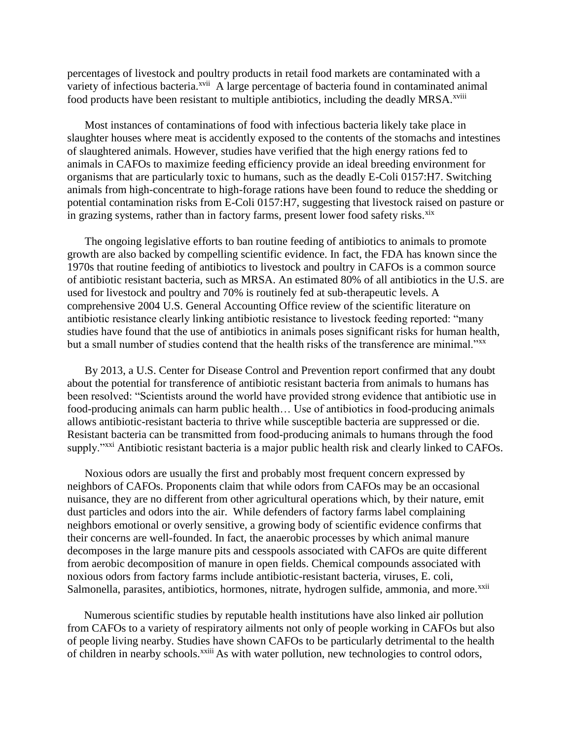percentages of livestock and poultry products in retail food markets are contaminated with a variety of infectious bacteria.[xvii] A large percentage of bacteria found in contaminated animal food products have been resistant to multiple antibiotics, including the deadly MRSA.[xviii]

Most instances of contaminations of food with infectious bacteria likely take place in slaughter houses where meat is accidently exposed to the contents of the stomachs and intestines of slaughtered animals. However, studies have verified that the high energy rations fed to animals in CAFOs to maximize feeding efficiency provide an ideal breeding environment for organisms that are particularly toxic to humans, such as the deadly E-Coli 0157:H7. Switching animals from high-concentrate to high-forage rations have been found to reduce the shedding or potential contamination risks from E-Coli 0157:H7, suggesting that livestock raised on pasture or in grazing systems, rather than in factory farms, present lower food safety risks.[xix]

The ongoing legislative efforts to ban routine feeding of antibiotics to animals to promote growth are also backed by compelling scientific evidence. In fact, the FDA has known since the 1970s that routine feeding of antibiotics to livestock and poultry in CAFOs is a common source of antibiotic resistant bacteria, such as MRSA. An estimated 80% of all antibiotics in the U.S. are used for livestock and poultry and 70% is routinely fed at sub-therapeutic levels. A comprehensive 2004 U.S. General Accounting Office review of the scientific literature on antibiotic resistance clearly linking antibiotic resistance to livestock feeding reported: "many studies have found that the use of antibiotics in animals poses significant risks for human health, but a small number of studies contend that the health risks of the transference are minimal."[xx]

By 2013, a U.S. Center for Disease Control and Prevention report confirmed that any doubt about the potential for transference of antibiotic resistant bacteria from animals to humans has been resolved: "Scientists around the world have provided strong evidence that antibiotic use in food-producing animals can harm public health… Use of antibiotics in food-producing animals allows antibiotic-resistant bacteria to thrive while susceptible bacteria are suppressed or die. Resistant bacteria can be transmitted from food-producing animals to humans through the food supply."[xxi] Antibiotic resistant bacteria is a major public health risk and clearly linked to CAFOs.

Noxious odors are usually the first and probably most frequent concern expressed by neighbors of CAFOs. Proponents claim that while odors from CAFOs may be an occasional nuisance, they are no different from other agricultural operations which, by their nature, emit dust particles and odors into the air. While defenders of factory farms label complaining neighbors emotional or overly sensitive, a growing body of scientific evidence confirms that their concerns are well-founded. In fact, the anaerobic processes by which animal manure decomposes in the large manure pits and cesspools associated with CAFOs are quite different from aerobic decomposition of manure in open fields. Chemical compounds associated with noxious odors from factory farms include antibiotic-resistant bacteria, viruses, E. coli, Salmonella, parasites, antibiotics, hormones, nitrate, hydrogen sulfide, ammonia, and more.[xxii]

Numerous scientific studies by reputable health institutions have also linked air pollution from CAFOs to a variety of respiratory ailments not only of people working in CAFOs but also of people living nearby. Studies have shown CAFOs to be particularly detrimental to the health of children in nearby schools.[xxiii] As with water pollution, new technologies to control odors,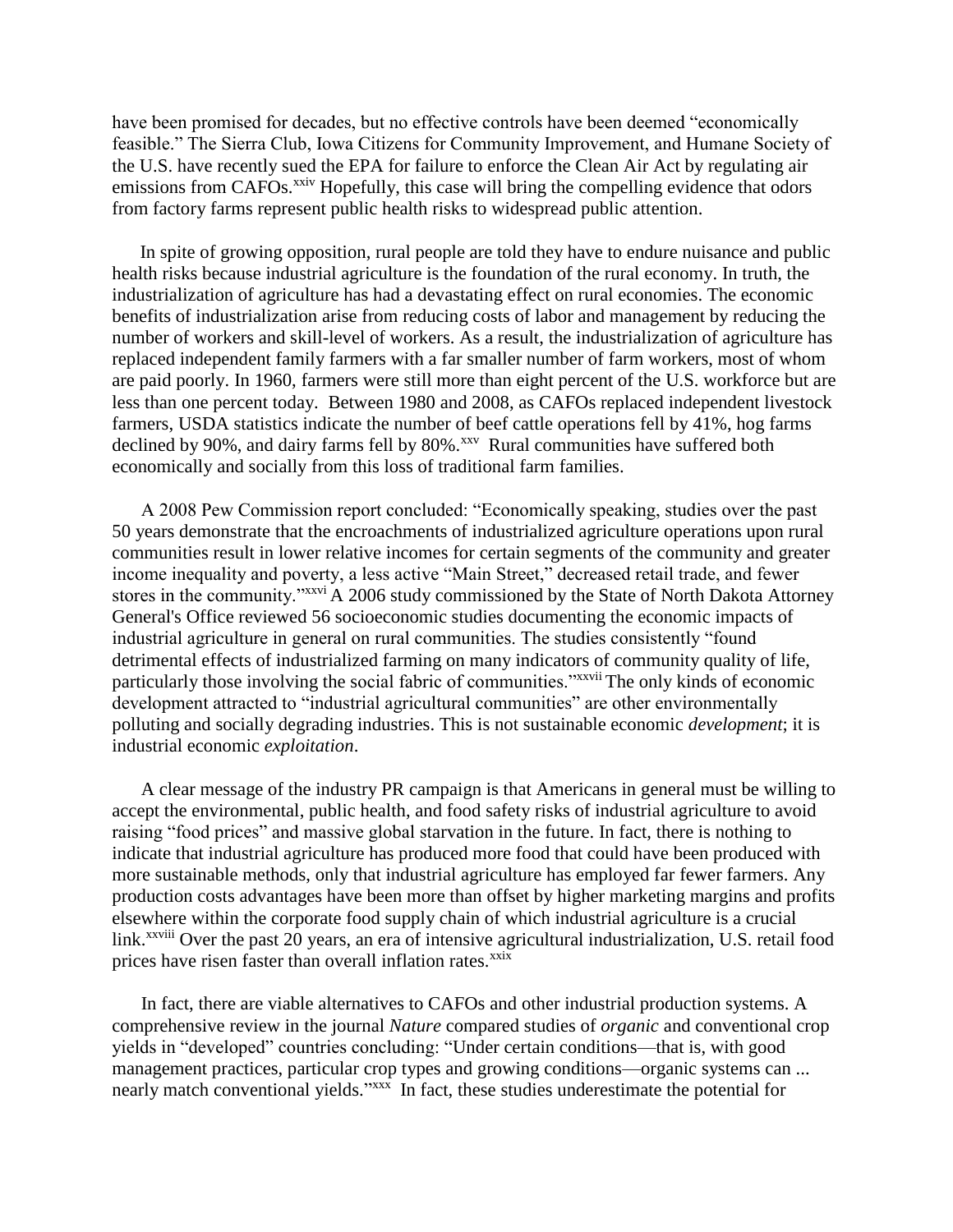have been promised for decades, but no effective controls have been deemed "economically feasible." The Sierra Club, Iowa Citizens for Community Improvement, and Humane Society of the U.S. have recently sued the EPA for failure to enforce the Clean Air Act by regulating air emissions from CAFOs.[xxiv] Hopefully, this case will bring the compelling evidence that odors from factory farms represent public health risks to widespread public attention.

In spite of growing opposition, rural people are told they have to endure nuisance and public health risks because industrial agriculture is the foundation of the rural economy. In truth, the industrialization of agriculture has had a devastating effect on rural economies. The economic benefits of industrialization arise from reducing costs of labor and management by reducing the number of workers and skill-level of workers. As a result, the industrialization of agriculture has replaced independent family farmers with a far smaller number of farm workers, most of whom are paid poorly. In 1960, farmers were still more than eight percent of the U.S. workforce but are less than one percent today. Between 1980 and 2008, as CAFOs replaced independent livestock farmers, USDA statistics indicate the number of beef cattle operations fell by 41%, hog farms declined by 90%, and dairy farms fell by 80%.[xxv] Rural communities have suffered both economically and socially from this loss of traditional farm families.

A 2008 Pew Commission report concluded: "Economically speaking, studies over the past 50 years demonstrate that the encroachments of industrialized agriculture operations upon rural communities result in lower relative incomes for certain segments of the community and greater income inequality and poverty, a less active "Main Street," decreased retail trade, and fewer stores in the community."[xxvi] A 2006 study commissioned by the State of North Dakota Attorney General's Office reviewed 56 socioeconomic studies documenting the economic impacts of industrial agriculture in general on rural communities. The studies consistently "found detrimental effects of industrialized farming on many indicators of community quality of life, particularly those involving the social fabric of communities."[xxvii] The only kinds of economic development attracted to "industrial agricultural communities" are other environmentally polluting and socially degrading industries. This is not sustainable economic *development*; it is industrial economic *exploitation*.

A clear message of the industry PR campaign is that Americans in general must be willing to accept the environmental, public health, and food safety risks of industrial agriculture to avoid raising "food prices" and massive global starvation in the future. In fact, there is nothing to indicate that industrial agriculture has produced more food that could have been produced with more sustainable methods, only that industrial agriculture has employed far fewer farmers. Any production costs advantages have been more than offset by higher marketing margins and profits elsewhere within the corporate food supply chain of which industrial agriculture is a crucial link.[xxviii] Over the past 20 years, an era of intensive agricultural industrialization, U.S. retail food prices have risen faster than overall inflation rates.[xxix]

In fact, there are viable alternatives to CAFOs and other industrial production systems. A comprehensive review in the journal *Nature* compared studies of *organic* and conventional crop yields in "developed" countries concluding: "Under certain conditions—that is, with good management practices, particular crop types and growing conditions—organic systems can ... nearly match conventional yields."[xxx] In fact, these studies underestimate the potential for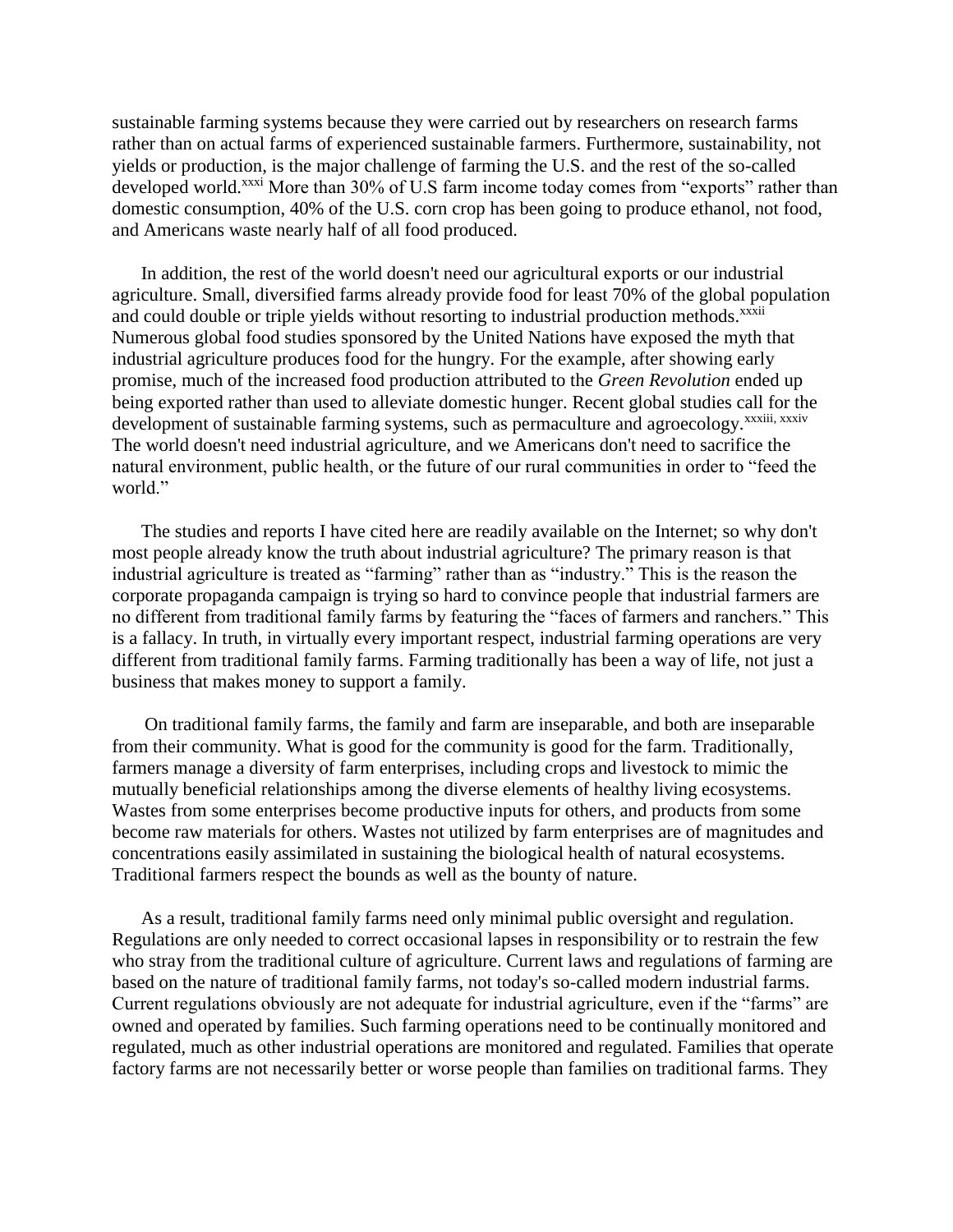sustainable farming systems because they were carried out by researchers on research farms rather than on actual farms of experienced sustainable farmers. Furthermore, sustainability, not yields or production, is the major challenge of farming the U.S. and the rest of the so-called developed world.[xxxi] More than 30% of U.S farm income today comes from "exports" rather than domestic consumption, 40% of the U.S. corn crop has been going to produce ethanol, not food, and Americans waste nearly half of all food produced.

In addition, the rest of the world doesn't need our agricultural exports or our industrial agriculture. Small, diversified farms already provide food for least 70% of the global population and could double or triple yields without resorting to industrial production methods.[xxxii] Numerous global food studies sponsored by the United Nations have exposed the myth that industrial agriculture produces food for the hungry. For the example, after showing early promise, much of the increased food production attributed to the *Green Revolution* ended up being exported rather than used to alleviate domestic hunger. Recent global studies call for the development of sustainable farming systems, such as permaculture and agroecology.[xxxiii, xxxiv] The world doesn't need industrial agriculture, and we Americans don't need to sacrifice the natural environment, public health, or the future of our rural communities in order to "feed the world."

The studies and reports I have cited here are readily available on the Internet; so why don't most people already know the truth about industrial agriculture? The primary reason is that industrial agriculture is treated as "farming" rather than as "industry." This is the reason the corporate propaganda campaign is trying so hard to convince people that industrial farmers are no different from traditional family farms by featuring the "faces of farmers and ranchers." This is a fallacy. In truth, in virtually every important respect, industrial farming operations are very different from traditional family farms. Farming traditionally has been a way of life, not just a business that makes money to support a family.

On traditional family farms, the family and farm are inseparable, and both are inseparable from their community. What is good for the community is good for the farm. Traditionally, farmers manage a diversity of farm enterprises, including crops and livestock to mimic the mutually beneficial relationships among the diverse elements of healthy living ecosystems. Wastes from some enterprises become productive inputs for others, and products from some become raw materials for others. Wastes not utilized by farm enterprises are of magnitudes and concentrations easily assimilated in sustaining the biological health of natural ecosystems. Traditional farmers respect the bounds as well as the bounty of nature.

As a result, traditional family farms need only minimal public oversight and regulation. Regulations are only needed to correct occasional lapses in responsibility or to restrain the few who stray from the traditional culture of agriculture. Current laws and regulations of farming are based on the nature of traditional family farms, not today's so-called modern industrial farms. Current regulations obviously are not adequate for industrial agriculture, even if the "farms" are owned and operated by families. Such farming operations need to be continually monitored and regulated, much as other industrial operations are monitored and regulated. Families that operate factory farms are not necessarily better or worse people than families on traditional farms. They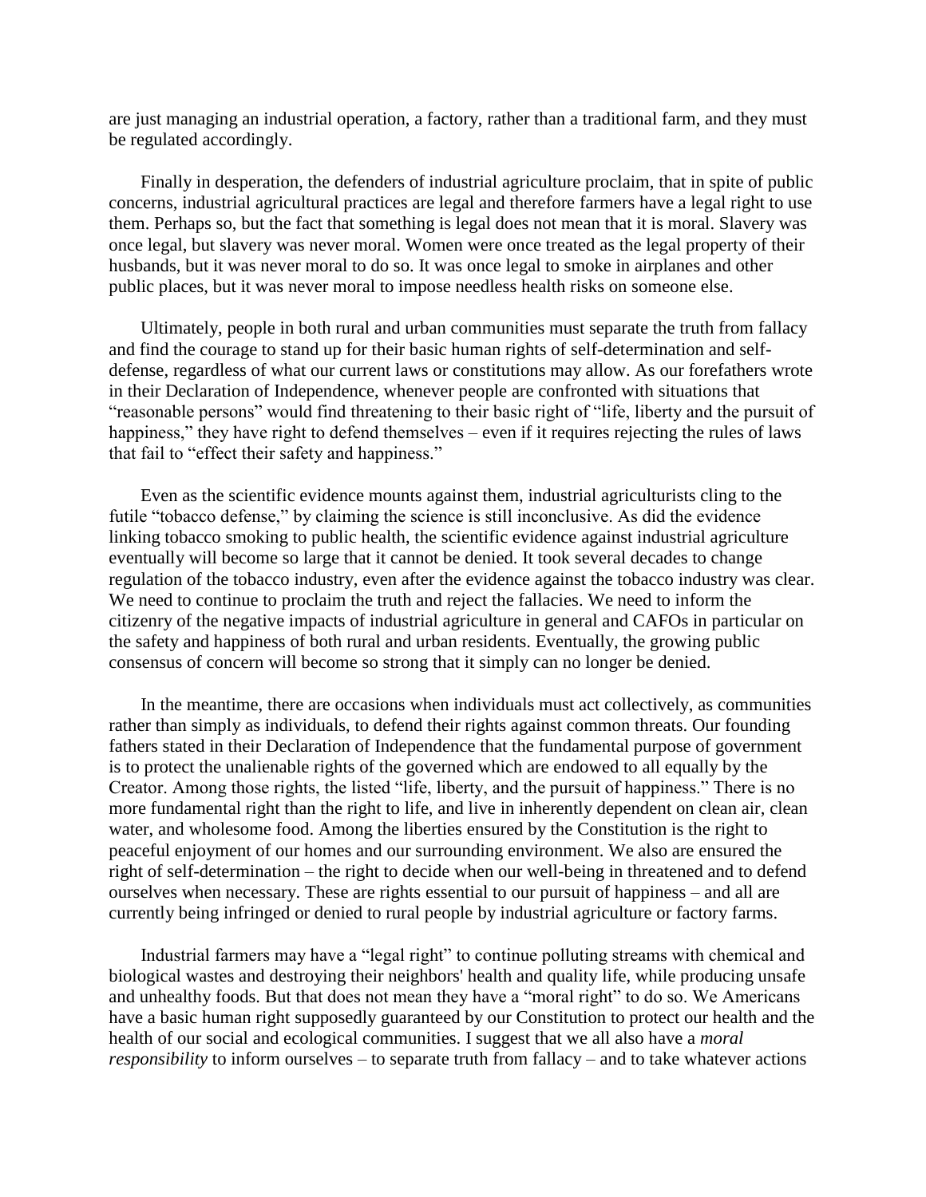are just managing an industrial operation, a factory, rather than a traditional farm, and they must be regulated accordingly.

Finally in desperation, the defenders of industrial agriculture proclaim, that in spite of public concerns, industrial agricultural practices are legal and therefore farmers have a legal right to use them. Perhaps so, but the fact that something is legal does not mean that it is moral. Slavery was once legal, but slavery was never moral. Women were once treated as the legal property of their husbands, but it was never moral to do so. It was once legal to smoke in airplanes and other public places, but it was never moral to impose needless health risks on someone else.

Ultimately, people in both rural and urban communities must separate the truth from fallacy and find the courage to stand up for their basic human rights of self-determination and self-defense, regardless of what our current laws or constitutions may allow. As our forefathers wrote in their Declaration of Independence, whenever people are confronted with situations that "reasonable persons" would find threatening to their basic right of "life, liberty and the pursuit of happiness," they have right to defend themselves – even if it requires rejecting the rules of laws that fail to "effect their safety and happiness."

Even as the scientific evidence mounts against them, industrial agriculturists cling to the futile "tobacco defense," by claiming the science is still inconclusive. As did the evidence linking tobacco smoking to public health, the scientific evidence against industrial agriculture eventually will become so large that it cannot be denied. It took several decades to change regulation of the tobacco industry, even after the evidence against the tobacco industry was clear. We need to continue to proclaim the truth and reject the fallacies. We need to inform the citizenry of the negative impacts of industrial agriculture in general and CAFOs in particular on the safety and happiness of both rural and urban residents. Eventually, the growing public consensus of concern will become so strong that it simply can no longer be denied.

In the meantime, there are occasions when individuals must act collectively, as communities rather than simply as individuals, to defend their rights against common threats. Our founding fathers stated in their Declaration of Independence that the fundamental purpose of government is to protect the unalienable rights of the governed which are endowed to all equally by the Creator. Among those rights, the listed "life, liberty, and the pursuit of happiness." There is no more fundamental right than the right to life, and live in inherently dependent on clean air, clean water, and wholesome food. Among the liberties ensured by the Constitution is the right to peaceful enjoyment of our homes and our surrounding environment. We also are ensured the right of self-determination – the right to decide when our well-being in threatened and to defend ourselves when necessary. These are rights essential to our pursuit of happiness – and all are currently being infringed or denied to rural people by industrial agriculture or factory farms.

Industrial farmers may have a "legal right" to continue polluting streams with chemical and biological wastes and destroying their neighbors' health and quality life, while producing unsafe and unhealthy foods. But that does not mean they have a "moral right" to do so. We Americans have a basic human right supposedly guaranteed by our Constitution to protect our health and the health of our social and ecological communities. I suggest that we all also have a *moral responsibility* to inform ourselves – to separate truth from fallacy – and to take whatever actions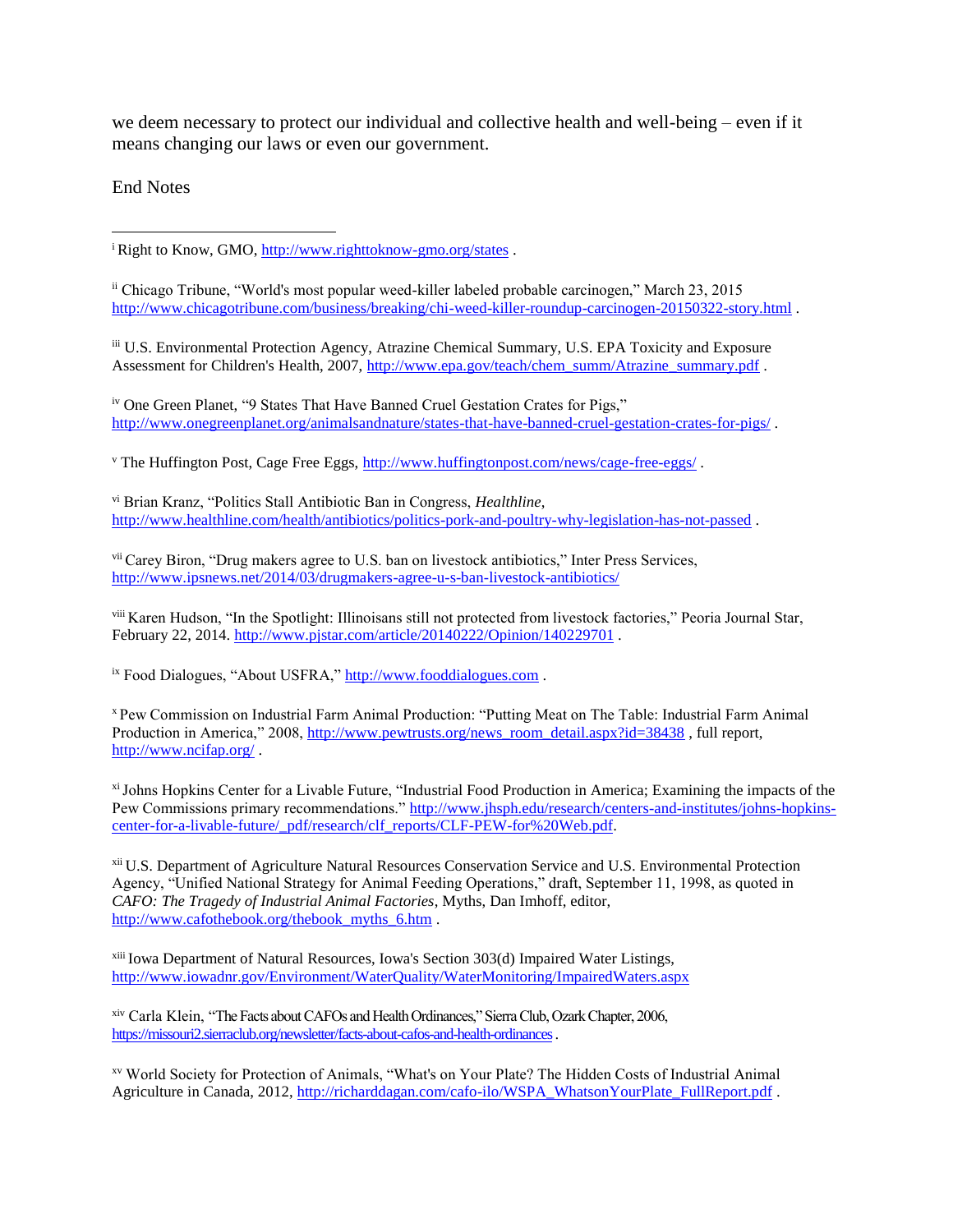we deem necessary to protect our individual and collective health and well-being – even if it means changing our laws or even our government.

End Notes

---

[i] Right to Know, GMO, http://www.righttoknow-gmo.org/states .

[ii] Chicago Tribune, "World's most popular weed-killer labeled probable carcinogen," March 23, 2015 http://www.chicagotribune.com/business/breaking/chi-weed-killer-roundup-carcinogen-20150322-story.html .

[iii] U.S. Environmental Protection Agency, Atrazine Chemical Summary, U.S. EPA Toxicity and Exposure Assessment for Children's Health, 2007, http://www.epa.gov/teach/chem_summ/Atrazine_summary.pdf .

[iv] One Green Planet, "9 States That Have Banned Cruel Gestation Crates for Pigs," http://www.onegreenplanet.org/animalsandnature/states-that-have-banned-cruel-gestation-crates-for-pigs/ .

[v] The Huffington Post, Cage Free Eggs, http://www.huffingtonpost.com/news/cage-free-eggs/ .

[vi] Brian Kranz, "Politics Stall Antibiotic Ban in Congress, *Healthline*, http://www.healthline.com/health/antibiotics/politics-pork-and-poultry-why-legislation-has-not-passed .

[vii] Carey Biron, "Drug makers agree to U.S. ban on livestock antibiotics," Inter Press Services, http://www.ipsnews.net/2014/03/drugmakers-agree-u-s-ban-livestock-antibiotics/

[viii] Karen Hudson, "In the Spotlight: Illinoisans still not protected from livestock factories," Peoria Journal Star, February 22, 2014. http://www.pjstar.com/article/20140222/Opinion/140229701 .

[ix] Food Dialogues, "About USFRA," http://www.fooddialogues.com .

[x] Pew Commission on Industrial Farm Animal Production: "Putting Meat on The Table: Industrial Farm Animal Production in America," 2008, http://www.pewtrusts.org/news_room_detail.aspx?id=38438 , full report, http://www.ncifap.org/ .

[xi] Johns Hopkins Center for a Livable Future, "Industrial Food Production in America; Examining the impacts of the Pew Commissions primary recommendations." http://www.jhsph.edu/research/centers-and-institutes/johns-hopkins-center-for-a-livable-future/_pdf/research/clf_reports/CLF-PEW-for%20Web.pdf.

[xii] U.S. Department of Agriculture Natural Resources Conservation Service and U.S. Environmental Protection Agency, "Unified National Strategy for Animal Feeding Operations," draft, September 11, 1998, as quoted in *CAFO: The Tragedy of Industrial Animal Factories*, Myths, Dan Imhoff, editor, http://www.cafothebook.org/thebook_myths_6.htm .

[xiii] Iowa Department of Natural Resources, Iowa's Section 303(d) Impaired Water Listings, http://www.iowadnr.gov/Environment/WaterQuality/WaterMonitoring/ImpairedWaters.aspx

[xiv] Carla Klein, "The Facts about CAFOs and Health Ordinances," Sierra Club, Ozark Chapter, 2006, https://missouri2.sierraclub.org/newsletter/facts-about-cafos-and-health-ordinances .

[xv] World Society for Protection of Animals, "What's on Your Plate? The Hidden Costs of Industrial Animal Agriculture in Canada, 2012, http://richarddagan.com/cafo-ilo/WSPA_WhatsonYourPlate_FullReport.pdf .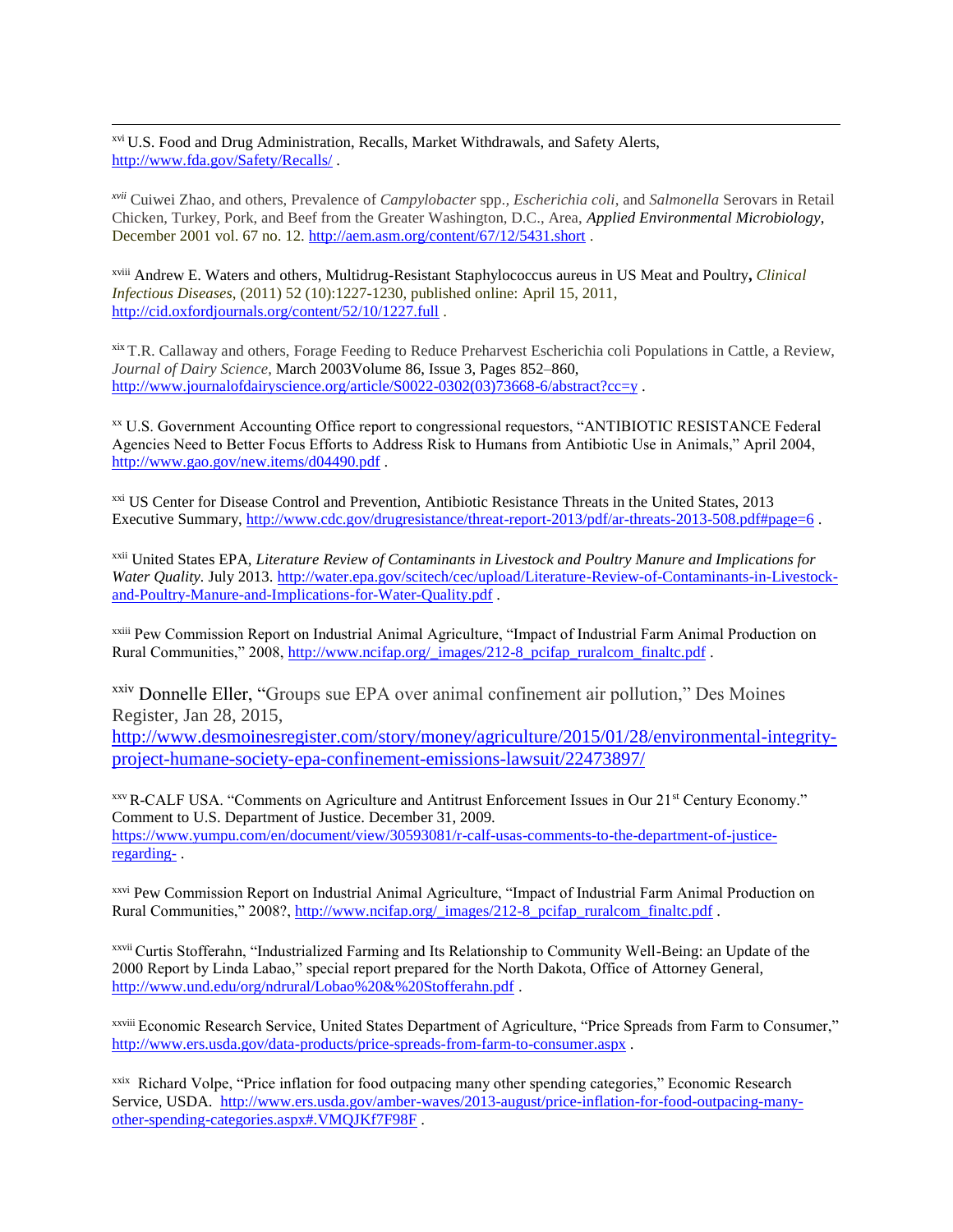[xvi] U.S. Food and Drug Administration, Recalls, Market Withdrawals, and Safety Alerts, http://www.fda.gov/Safety/Recalls/ .

[xvii] Cuiwei Zhao, and others, Prevalence of *Campylobacter* spp., *Escherichia coli*, and *Salmonella* Serovars in Retail Chicken, Turkey, Pork, and Beef from the Greater Washington, D.C., Area, *Applied Environmental Microbiology*, December 2001 vol. 67 no. 12. http://aem.asm.org/content/67/12/5431.short .

[xviii] Andrew E. Waters and others, Multidrug-Resistant Staphylococcus aureus in US Meat and Poultry**,** *Clinical Infectious Diseases*, (2011) 52 (10):1227-1230, published online: April 15, 2011, http://cid.oxfordjournals.org/content/52/10/1227.full .

[xix] T.R. Callaway and others, Forage Feeding to Reduce Preharvest Escherichia coli Populations in Cattle, a Review, *Journal of Dairy Science*, March 2003Volume 86, Issue 3, Pages 852–860, http://www.journalofdairyscience.org/article/S0022-0302(03)73668-6/abstract?cc=y .

[xx] U.S. Government Accounting Office report to congressional requestors, "ANTIBIOTIC RESISTANCE Federal Agencies Need to Better Focus Efforts to Address Risk to Humans from Antibiotic Use in Animals," April 2004, http://www.gao.gov/new.items/d04490.pdf .

[xxi] US Center for Disease Control and Prevention, Antibiotic Resistance Threats in the United States, 2013 Executive Summary, http://www.cdc.gov/drugresistance/threat-report-2013/pdf/ar-threats-2013-508.pdf#page=6 .

[xxii] United States EPA, *Literature Review of Contaminants in Livestock and Poultry Manure and Implications for Water Quality*. July 2013. http://water.epa.gov/scitech/cec/upload/Literature-Review-of-Contaminants-in-Livestock-and-Poultry-Manure-and-Implications-for-Water-Quality.pdf .

[xxiii] Pew Commission Report on Industrial Animal Agriculture, "Impact of Industrial Farm Animal Production on Rural Communities," 2008, http://www.ncifap.org/_images/212-8_pcifap_ruralcom_finaltc.pdf .

[xxiv] Donnelle Eller, "Groups sue EPA over animal confinement air pollution," Des Moines Register, Jan 28, 2015, http://www.desmoinesregister.com/story/money/agriculture/2015/01/28/environmental-integrity-project-humane-society-epa-confinement-emissions-lawsuit/22473897/

[xxv] R-CALF USA. "Comments on Agriculture and Antitrust Enforcement Issues in Our 21st Century Economy." Comment to U.S. Department of Justice. December 31, 2009. https://www.yumpu.com/en/document/view/30593081/r-calf-usas-comments-to-the-department-of-justice-regarding- .

[xxvi] Pew Commission Report on Industrial Animal Agriculture, "Impact of Industrial Farm Animal Production on Rural Communities," 2008?, http://www.ncifap.org/_images/212-8_pcifap_ruralcom_finaltc.pdf .

[xxvii] Curtis Stofferahn, "Industrialized Farming and Its Relationship to Community Well-Being: an Update of the 2000 Report by Linda Labao," special report prepared for the North Dakota, Office of Attorney General, http://www.und.edu/org/ndrural/Lobao%20&%20Stofferahn.pdf .

[xxviii] Economic Research Service, United States Department of Agriculture, "Price Spreads from Farm to Consumer," http://www.ers.usda.gov/data-products/price-spreads-from-farm-to-consumer.aspx .

[xxix] Richard Volpe, "Price inflation for food outpacing many other spending categories," Economic Research Service, USDA. http://www.ers.usda.gov/amber-waves/2013-august/price-inflation-for-food-outpacing-many-other-spending-categories.aspx#.VMQJKf7F98F .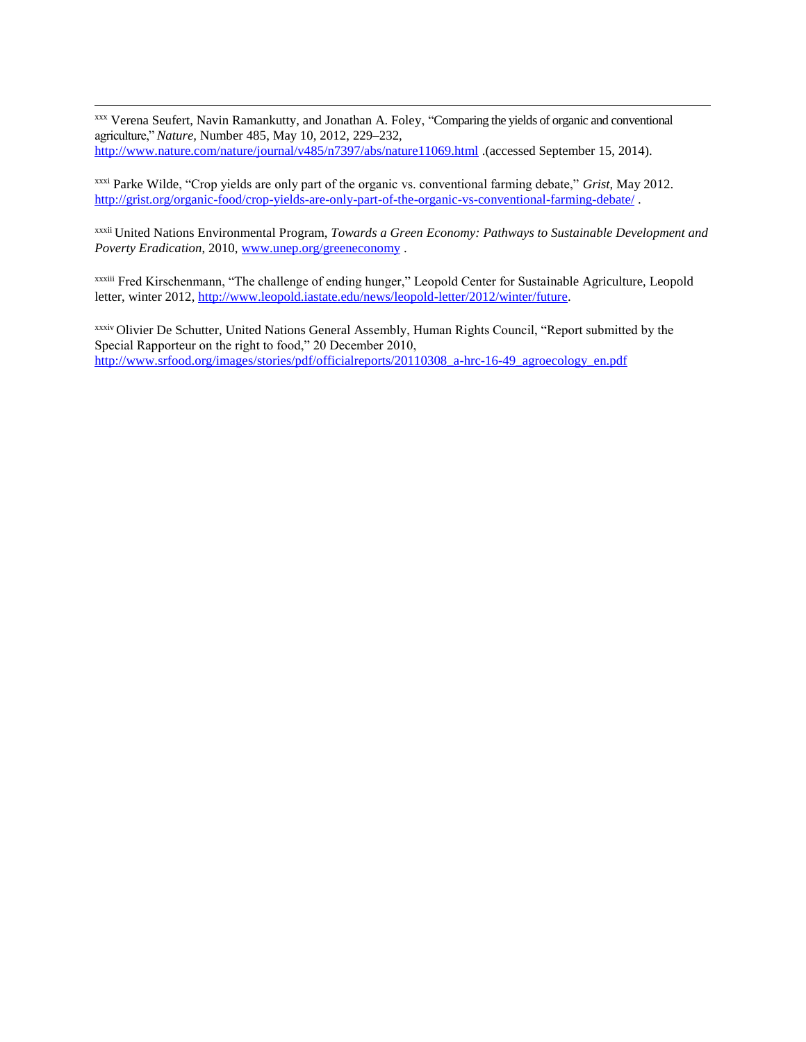[xxx] Verena Seufert, Navin Ramankutty, and Jonathan A. Foley, "Comparing the yields of organic and conventional agriculture," *Nature*, Number 485, May 10, 2012, 229–232, http://www.nature.com/nature/journal/v485/n7397/abs/nature11069.html .(accessed September 15, 2014).

[xxxi] Parke Wilde, "Crop yields are only part of the organic vs. conventional farming debate," *Grist*, May 2012. http://grist.org/organic-food/crop-yields-are-only-part-of-the-organic-vs-conventional-farming-debate/ .

[xxxii] United Nations Environmental Program, *Towards a Green Economy: Pathways to Sustainable Development and Poverty Eradication*, 2010, www.unep.org/greeneconomy .

[xxxiii] Fred Kirschenmann, "The challenge of ending hunger," Leopold Center for Sustainable Agriculture, Leopold letter, winter 2012, http://www.leopold.iastate.edu/news/leopold-letter/2012/winter/future.

[xxxiv] Olivier De Schutter, United Nations General Assembly, Human Rights Council, "Report submitted by the Special Rapporteur on the right to food," 20 December 2010, http://www.srfood.org/images/stories/pdf/officialreports/20110308_a-hrc-16-49_agroecology_en.pdf